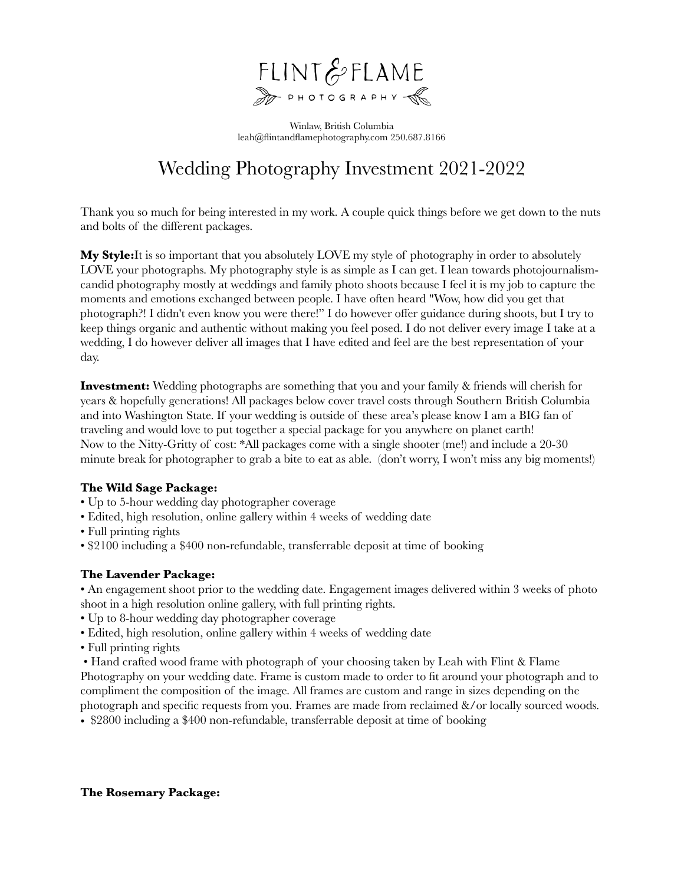# FLINT & FLAME

PHOTOGRAPHY

Winlaw, British Columbia
leah@flintandflamephotography.com 250.687.8166

## Wedding Photography Investment 2021-2022

Thank you so much for being interested in my work. A couple quick things before we get down to the nuts and bolts of the different packages.

**My Style:**It is so important that you absolutely LOVE my style of photography in order to absolutely LOVE your photographs. My photography style is as simple as I can get. I lean towards photojournalism-candid photography mostly at weddings and family photo shoots because I feel it is my job to capture the moments and emotions exchanged between people. I have often heard "Wow, how did you get that photograph?! I didn't even know you were there!" I do however offer guidance during shoots, but I try to keep things organic and authentic without making you feel posed. I do not deliver every image I take at a wedding, I do however deliver all images that I have edited and feel are the best representation of your day.

**Investment:** Wedding photographs are something that you and your family & friends will cherish for years & hopefully generations! All packages below cover travel costs through Southern British Columbia and into Washington State. If your wedding is outside of these area's please know I am a BIG fan of traveling and would love to put together a special package for you anywhere on planet earth!
Now to the Nitty-Gritty of cost: *All packages come with a single shooter (me!) and include a 20-30 minute break for photographer to grab a bite to eat as able. (don't worry, I won't miss any big moments!)

**The Wild Sage Package:**

- Up to 5-hour wedding day photographer coverage
- Edited, high resolution, online gallery within 4 weeks of wedding date
- Full printing rights
- $2100 including a $400 non-refundable, transferrable deposit at time of booking

**The Lavender Package:**

- An engagement shoot prior to the wedding date. Engagement images delivered within 3 weeks of photo shoot in a high resolution online gallery, with full printing rights.
- Up to 8-hour wedding day photographer coverage
- Edited, high resolution, online gallery within 4 weeks of wedding date
- Full printing rights
- Hand crafted wood frame with photograph of your choosing taken by Leah with Flint & Flame Photography on your wedding date. Frame is custom made to order to fit around your photograph and to compliment the composition of the image. All frames are custom and range in sizes depending on the photograph and specific requests from you. Frames are made from reclaimed &/or locally sourced woods.
- $2800 including a $400 non-refundable, transferrable deposit at time of booking

**The Rosemary Package:**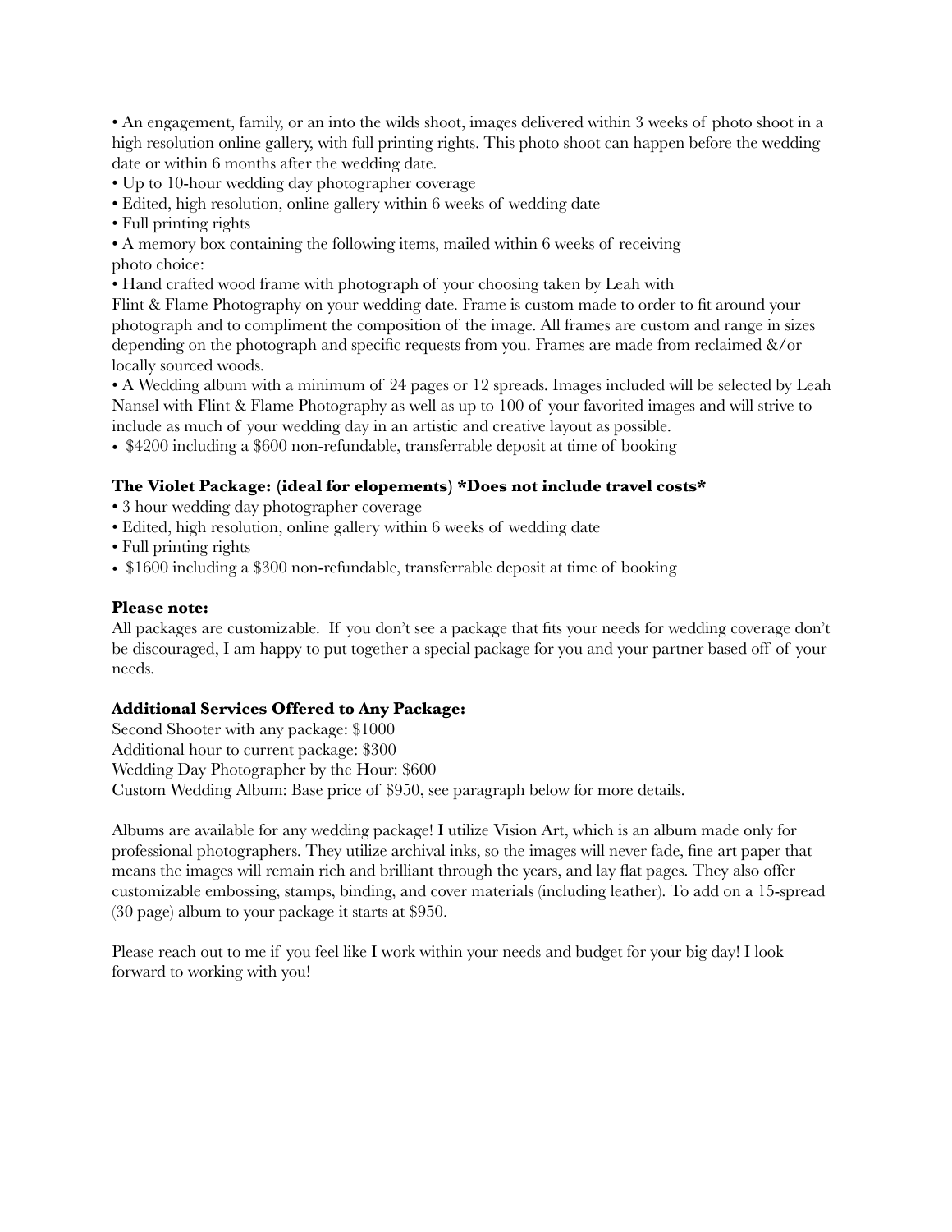• An engagement, family, or an into the wilds shoot, images delivered within 3 weeks of photo shoot in a high resolution online gallery, with full printing rights. This photo shoot can happen before the wedding date or within 6 months after the wedding date.
• Up to 10-hour wedding day photographer coverage
• Edited, high resolution, online gallery within 6 weeks of wedding date
• Full printing rights
• A memory box containing the following items, mailed within 6 weeks of receiving photo choice:
• Hand crafted wood frame with photograph of your choosing taken by Leah with Flint & Flame Photography on your wedding date. Frame is custom made to order to fit around your photograph and to compliment the composition of the image. All frames are custom and range in sizes depending on the photograph and specific requests from you. Frames are made from reclaimed &/or locally sourced woods.
• A Wedding album with a minimum of 24 pages or 12 spreads. Images included will be selected by Leah Nansel with Flint & Flame Photography as well as up to 100 of your favorited images and will strive to include as much of your wedding day in an artistic and creative layout as possible.
• $4200 including a $600 non-refundable, transferrable deposit at time of booking

**The Violet Package: (ideal for elopements) *Does not include travel costs***

• 3 hour wedding day photographer coverage
• Edited, high resolution, online gallery within 6 weeks of wedding date
• Full printing rights
• $1600 including a $300 non-refundable, transferrable deposit at time of booking

**Please note:**

All packages are customizable. If you don't see a package that fits your needs for wedding coverage don't be discouraged, I am happy to put together a special package for you and your partner based off of your needs.

**Additional Services Offered to Any Package:**

Second Shooter with any package: $1000
Additional hour to current package: $300
Wedding Day Photographer by the Hour: $600
Custom Wedding Album: Base price of $950, see paragraph below for more details.

Albums are available for any wedding package! I utilize Vision Art, which is an album made only for professional photographers. They utilize archival inks, so the images will never fade, fine art paper that means the images will remain rich and brilliant through the years, and lay flat pages. They also offer customizable embossing, stamps, binding, and cover materials (including leather). To add on a 15-spread (30 page) album to your package it starts at $950.

Please reach out to me if you feel like I work within your needs and budget for your big day! I look forward to working with you!